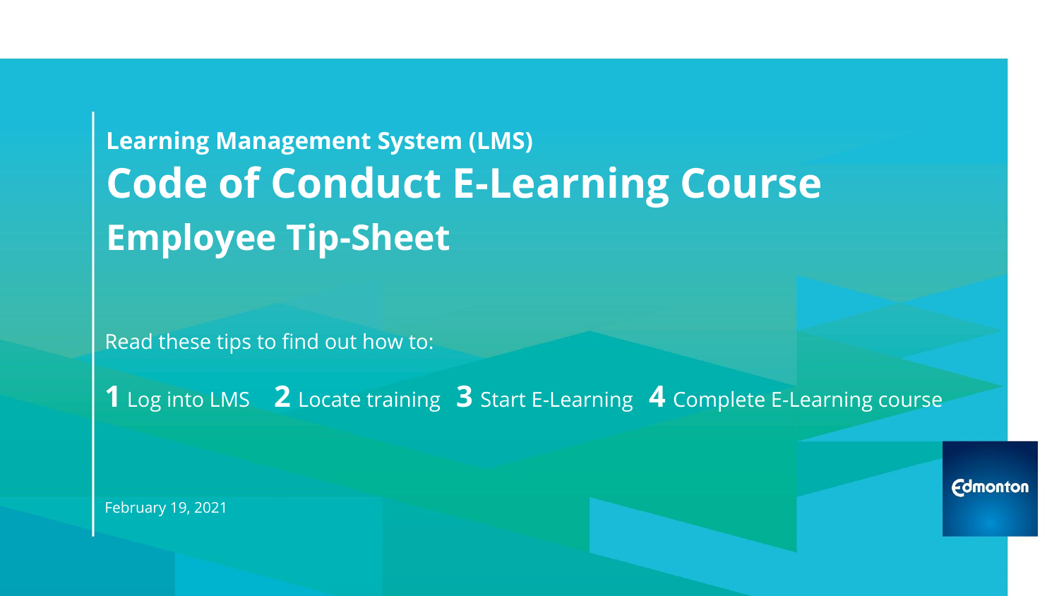**Learning Management System (LMS)**

# Code of Conduct E-Learning Course

## Employee Tip-Sheet

Read these tips to find out how to:

**1** Log into LMS **2** Locate training **3** Start E-Learning **4** Complete E-Learning course

February 19, 2021

Edmonton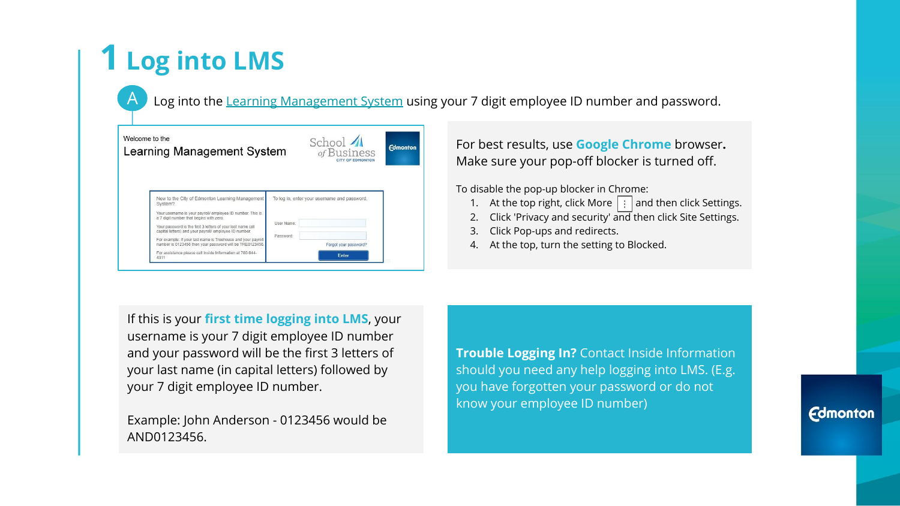# 1 Log into LMS

**A** Log into the Learning Management System using your 7 digit employee ID number and password.

Welcome to the
Learning Management System

School of Business
CITY OF EDMONTON

Edmonton

New to the City of Edmonton Learning Management System?

Your username is your payroll/ employee ID number. This is a 7 digit number that begins with zero.

Your password is the first 3 letters of your last name (all capital letters) and your payroll/ employee ID number.

For example: If your last name is Treehouse and your payroll number is 0123456 then your password will be TRE0123456.

For assistance please call Inside Information at 780-944-4311

To log in, enter your username and password.

User Name:

Password:

Forgot your password?

Enter

For best results, use **Google Chrome** browser. Make sure your pop-off blocker is turned off.

To disable the pop-up blocker in Chrome:

1. At the top right, click More ⋮ and then click Settings.
2. Click 'Privacy and security' and then click Site Settings.
3. Click Pop-ups and redirects.
4. At the top, turn the setting to Blocked.

If this is your **first time logging into LMS**, your username is your 7 digit employee ID number and your password will be the first 3 letters of your last name (in capital letters) followed by your 7 digit employee ID number.

Example: John Anderson - 0123456 would be AND0123456.

**Trouble Logging In?** Contact Inside Information should you need any help logging into LMS. (E.g. you have forgotten your password or do not know your employee ID number)

Edmonton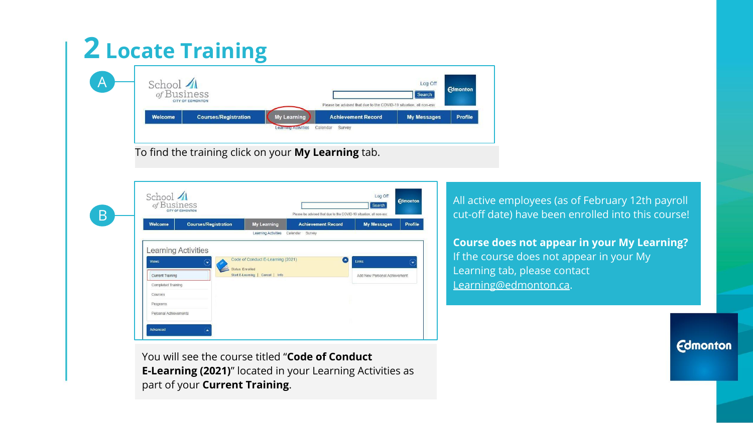# 2 Locate Training

A

To find the training click on your **My Learning** tab.

B

You will see the course titled "**Code of Conduct E-Learning (2021)**" located in your Learning Activities as part of your **Current Training**.

All active employees (as of February 12th payroll cut-off date) have been enrolled into this course!

**Course does not appear in your My Learning?**
If the course does not appear in your My Learning tab, please contact Learning@edmonton.ca.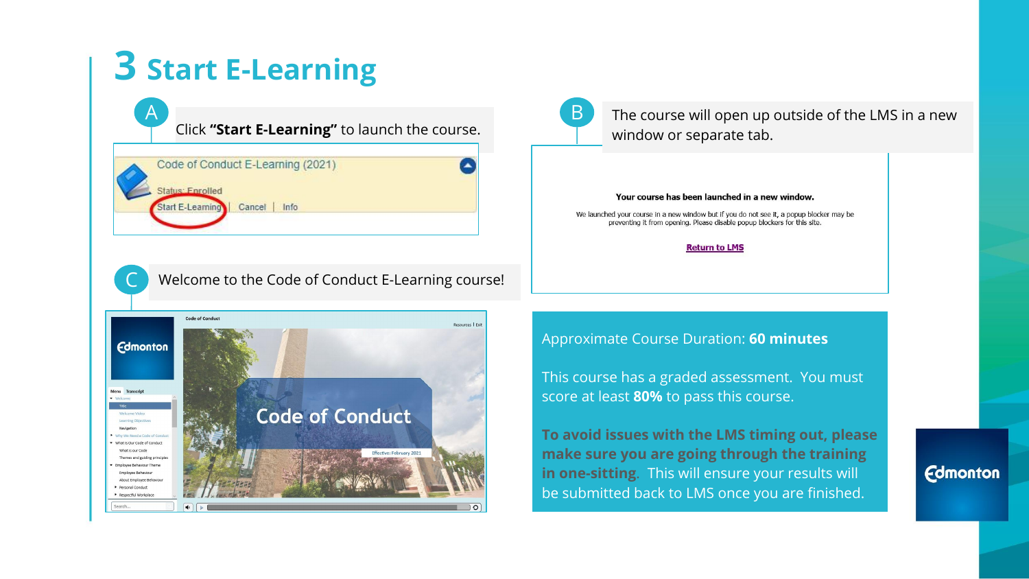# 3 Start E-Learning

**A** Click **"Start E-Learning"** to launch the course.

Code of Conduct E-Learning (2021)

Status: Enrolled

Start E-Learning | Cancel | Info

**B** The course will open up outside of the LMS in a new window or separate tab.

**Your course has been launched in a new window.**

We launched your course in a new window but if you do not see it, a popup blocker may be preventing it from opening. Please disable popup blockers for this site.

Return to LMS

**C** Welcome to the Code of Conduct E-Learning course!

Approximate Course Duration: **60 minutes**

This course has a graded assessment. You must score at least **80%** to pass this course.

**To avoid issues with the LMS timing out, please make sure you are going through the training in one-sitting**. This will ensure your results will be submitted back to LMS once you are finished.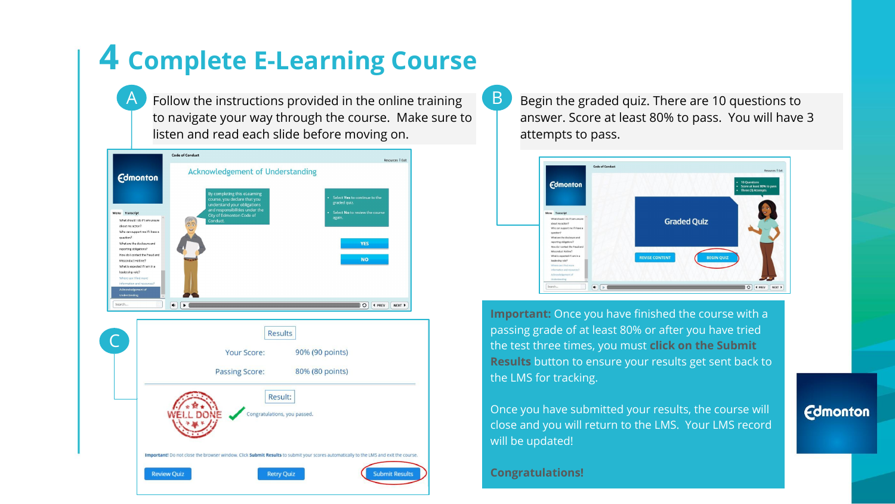# 4 Complete E-Learning Course

**A** Follow the instructions provided in the online training to navigate your way through the course. Make sure to listen and read each slide before moving on.

**B** Begin the graded quiz. There are 10 questions to answer. Score at least 80% to pass. You will have 3 attempts to pass.

**C**

**Important:** Once you have finished the course with a passing grade of at least 80% or after you have tried the test three times, you must **click on the Submit Results** button to ensure your results get sent back to the LMS for tracking.

Once you have submitted your results, the course will close and you will return to the LMS. Your LMS record will be updated!

**Congratulations!**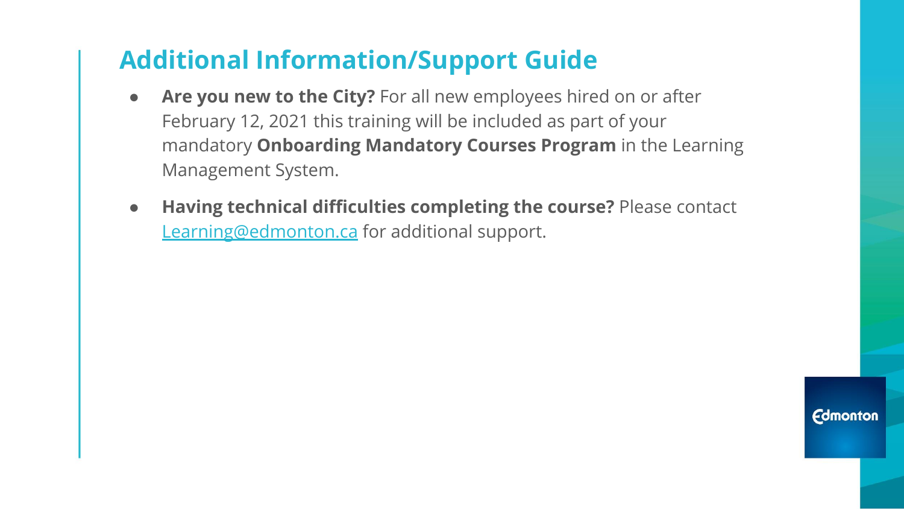## Additional Information/Support Guide

- **Are you new to the City?** For all new employees hired on or after February 12, 2021 this training will be included as part of your mandatory **Onboarding Mandatory Courses Program** in the Learning Management System.
- **Having technical difficulties completing the course?** Please contact Learning@edmonton.ca for additional support.